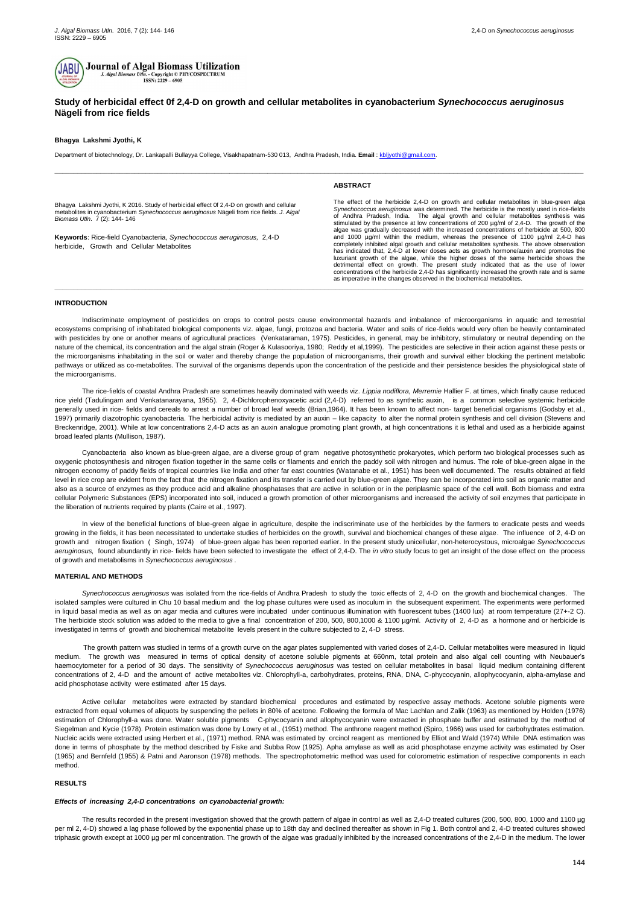**Journal of Algal Biomass Utilization**

*J. Algal Biomass Utln.* - Copyright © PHYCOSPECTRUM

ISSN: 2229 – 6905

# Study of herbicidal effect 0f 2,4-D on growth and cellular metabolites in cyanobacterium *Synechococcus aeruginosus* Nägeli from rice fields

**Bhagya Lakshmi Jyothi, K**

Department of biotechnology, Dr. Lankapalli Bullayya College, Visakhapatnam-530 013, Andhra Pradesh, India. **Email** : kbljyothi@gmail.com.

Bhagya Lakshmi Jyothi, K 2016. Study of herbicidal effect 0f 2,4-D on growth and cellular metabolites in cyanobacterium *Synechococcus aeruginosus* Nägeli from rice fields. *J. Algal Biomass Utln.* 7 (2): 144- 146

**Keywords**: Rice-field Cyanobacteria, *Synechococcus aeruginosus,* 2,4-D herbicide, Growth and Cellular Metabolites

## ABSTRACT

The effect of the herbicide 2,4-D on growth and cellular metabolites in blue-green alga *Synechococcus aeruginosus* was determined. The herbicide is the mostly used in rice-fields of Andhra Pradesh, India. The algal growth and cellular metabolites synthesis was stimulated by the presence at low concentrations of 200 µg/ml of 2,4-D. The growth of the algae was gradually decreased with the increased concentrations of herbicide at 500, 800 and 1000 µg/ml within the medium, whereas the presence of 1100 µg/ml 2,4-D has completely inhibited algal growth and cellular metabolites synthesis. The above observation has indicated that, 2,4-D at lower doses acts as growth hormone/auxin and promotes the luxuriant growth of the algae, while the higher doses of the same herbicide shows the detrimental effect on growth. The present study indicated that as the use of lower concentrations of the herbicide 2,4-D has significantly increased the growth rate and is same as imperative in the changes observed in the biochemical metabolites.

## INTRODUCTION

Indiscriminate employment of pesticides on crops to control pests cause environmental hazards and imbalance of microorganisms in aquatic and terrestrial ecosystems comprising of inhabitated biological components viz. algae, fungi, protozoa and bacteria. Water and soils of rice-fields would very often be heavily contaminated with pesticides by one or another means of agricultural practices (Venkataraman, 1975). Pesticides, in general, may be inhibitory, stimulatory or neutral depending on the nature of the chemical, its concentration and the algal strain (Roger & Kulasooriya, 1980; Reddy et al,1999). The pesticides are selective in their action against these pests or the microorganisms inhabitating in the soil or water and thereby change the population of microorganisms, their growth and survival either blocking the pertinent metabolic pathways or utilized as co-metabolites. The survival of the organisms depends upon the concentration of the pesticide and their persistence besides the physiological state of the microorganisms.

The rice-fields of coastal Andhra Pradesh are sometimes heavily dominated with weeds viz. *Lippia nodiflora, Merremie* Hallier F. at times, which finally cause reduced rice yield (Tadulingam and Venkatanarayana, 1955). 2, 4-Dichlorophenoxyacetic acid (2,4-D) referred to as synthetic auxin, is a common selective systemic herbicide generally used in rice- fields and cereals to arrest a number of broad leaf weeds (Brian,1964). It has been known to affect non- target beneficial organisms (Godsby et al., 1997) primarily diazotrophic cyanobacteria. The herbicidal activity is mediated by an auxin – like capacity to alter the normal protein synthesis and cell division (Stevens and Breckenridge, 2001). While at low concentrations 2,4-D acts as an auxin analogue promoting plant growth, at high concentrations it is lethal and used as a herbicide against broad leafed plants (Mullison, 1987).

Cyanobacteria also known as blue-green algae, are a diverse group of gram negative photosynthetic prokaryotes, which perform two biological processes such as oxygenic photosynthesis and nitrogen fixation together in the same cells or filaments and enrich the paddy soil with nitrogen and humus. The role of blue-green algae in the nitrogen economy of paddy fields of tropical countries like India and other far east countries (Watanabe et al., 1951) has been well documented. The results obtained at field level in rice crop are evident from the fact that the nitrogen fixation and its transfer is carried out by blue-green algae. They can be incorporated into soil as organic matter and also as a source of enzymes as they produce acid and alkaline phosphatases that are active in solution or in the periplasmic space of the cell wall. Both biomass and extra cellular Polymeric Substances (EPS) incorporated into soil, induced a growth promotion of other microorganisms and increased the activity of soil enzymes that participate in the liberation of nutrients required by plants (Caire et al., 1997).

In view of the beneficial functions of blue-green algae in agriculture, despite the indiscriminate use of the herbicides by the farmers to eradicate pests and weeds growing in the fields, it has been necessitated to undertake studies of herbicides on the growth, survival and biochemical changes of these algae. The influence of 2, 4-D on growth and nitrogen fixation ( Singh, 1974) of blue-green algae has been reported earlier. In the present study unicellular, non-heterocystous, microalgae *Synechococcus aeruginosus,* found abundantly in rice- fields have been selected to investigate the effect of 2,4-D. The *in vitro* study focus to get an insight of the dose effect on the process of growth and metabolisms in *Synechococcus aeruginosus* .

## MATERIAL AND METHODS

*Synechococcus aeruginosus* was isolated from the rice-fields of Andhra Pradesh to study the toxic effects of 2, 4-D on the growth and biochemical changes. The isolated samples were cultured in Chu 10 basal medium and the log phase cultures were used as inoculum in the subsequent experiment. The experiments were performed in liquid basal media as well as on agar media and cultures were incubated under continuous illumination with fluorescent tubes (1400 lux) at room temperature (27+-2 C). The herbicide stock solution was added to the media to give a final concentration of 200, 500, 800,1000 & 1100 µg/ml. Activity of 2, 4-D as a hormone and or herbicide is investigated in terms of growth and biochemical metabolite levels present in the culture subjected to 2, 4-D stress.

The growth pattern was studied in terms of a growth curve on the agar plates supplemented with varied doses of 2,4-D. Cellular metabolites were measured in liquid medium. The growth was measured in terms of optical density of acetone soluble pigments at 660nm, total protein and also algal cell counting with Neubauer's haemocytometer for a period of 30 days. The sensitivity of *Synechococcus aeruginosus* was tested on cellular metabolites in basal liquid medium containing different concentrations of 2, 4-D and the amount of active metabolites viz. Chlorophyll-a, carbohydrates, proteins, RNA, DNA, C-phycocyanin, allophycocyanin, alpha-amylase and acid phosphotase activity were estimated after 15 days.

Active cellular metabolites were extracted by standard biochemical procedures and estimated by respective assay methods. Acetone soluble pigments were extracted from equal volumes of aliquots by suspending the pellets in 80% of acetone. Following the formula of Mac Lachlan and Zalik (1963) as mentioned by Holden (1976) estimation of Chlorophyll-a was done. Water soluble pigments C-phycocyanin and allophycocyanin were extracted in phosphate buffer and estimated by the method of Siegelman and Kycie (1978). Protein estimation was done by Lowry et al., (1951) method. The anthrone reagent method (Spiro, 1966) was used for carbohydrates estimation. Nucleic acids were extracted using Herbert et al., (1971) method. RNA was estimated by orcinol reagent as mentioned by Elliot and Wald (1974) While DNA estimation was done in terms of phosphate by the method described by Fiske and Subba Row (1925). Apha amylase as well as acid phosphotase enzyme activity was estimated by Oser (1965) and Bernfeld (1955) & Patni and Aaronson (1978) methods. The spectrophotometric method was used for colorometric estimation of respective components in each method.

## RESULTS

### *Effects of increasing 2,4-D concentrations on cyanobacterial growth:*

The results recorded in the present investigation showed that the growth pattern of algae in control as well as 2,4-D treated cultures (200, 500, 800, 1000 and 1100 µg per ml 2, 4-D) showed a lag phase followed by the exponential phase up to 18th day and declined thereafter as shown in Fig 1. Both control and 2, 4-D treated cultures showed triphasic growth except at 1000 µg per ml concentration. The growth of the algae was gradually inhibited by the increased concentrations of the 2,4-D in the medium. The lower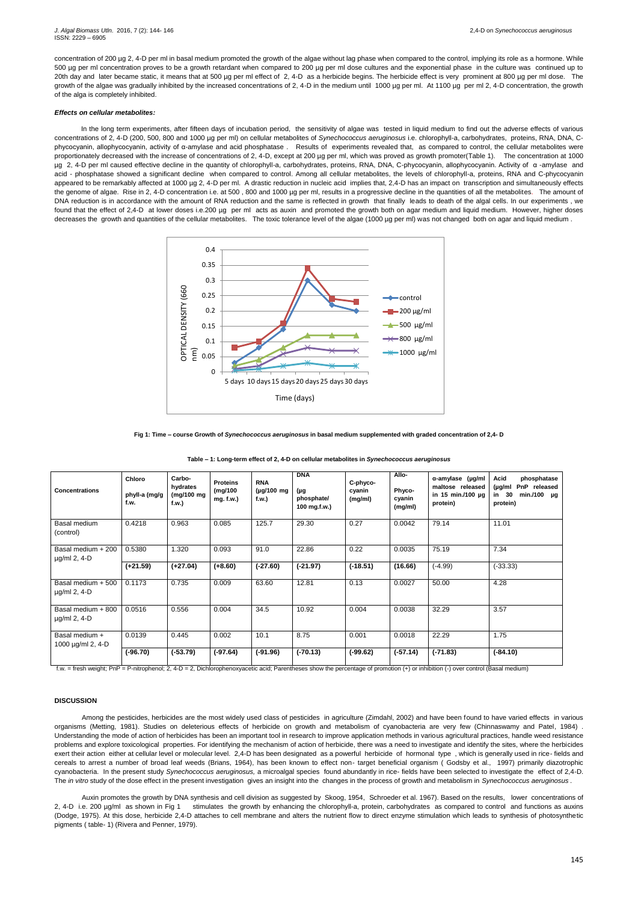concentration of 200 µg 2, 4-D per ml in basal medium promoted the growth of the algae without lag phase when compared to the control, implying its role as a hormone. While 500 µg per ml concentration proves to be a growth retardant when compared to 200 µg per ml dose cultures and the exponential phase in the culture was continued up to 20th day and later became static, it means that at 500 µg per ml effect of 2, 4-D as a herbicide begins. The herbicide effect is very prominent at 800 µg per ml dose. The growth of the algae was gradually inhibited by the increased concentrations of 2, 4-D in the medium until 1000 µg per ml. At 1100 µg per ml 2, 4-D concentration, the growth of the alga is completely inhibited.

***Effects on cellular metabolites:***

In the long term experiments, after fifteen days of incubation period, the sensitivity of algae was tested in liquid medium to find out the adverse effects of various concentrations of 2, 4-D (200, 500, 800 and 1000 µg per ml) on cellular metabolites of *Synechococcus aeruginosus* i.e. chlorophyll-a, carbohydrates, proteins, RNA, DNA, C-phycocyanin, allophycocyanin, activity of α-amylase and acid phosphatase . Results of experiments revealed that, as compared to control, the cellular metabolites were proportionately decreased with the increase of concentrations of 2, 4-D, except at 200 µg per ml, which was proved as growth promoter(Table 1). The concentration at 1000 µg 2, 4-D per ml caused effective decline in the quantity of chlorophyll-a, carbohydrates, proteins, RNA, DNA, C-phycocyanin, allophycocyanin. Activity of α -amylase and acid - phosphatase showed a significant decline when compared to control. Among all cellular metabolites, the levels of chlorophyll-a, proteins, RNA and C-phycocyanin appeared to be remarkably affected at 1000 µg 2, 4-D per ml. A drastic reduction in nucleic acid implies that, 2,4-D has an impact on transcription and simultaneously effects the genome of algae. Rise in 2, 4-D concentration i.e. at 500 , 800 and 1000 µg per ml, results in a progressive decline in the quantities of all the metabolites. The amount of DNA reduction is in accordance with the amount of RNA reduction and the same is reflected in growth that finally leads to death of the algal cells. In our experiments , we found that the effect of 2,4-D at lower doses i.e.200 µg per ml acts as auxin and promoted the growth both on agar medium and liquid medium. However, higher doses decreases the growth and quantities of the cellular metabolites. The toxic tolerance level of the algae (1000 µg per ml) was not changed both on agar and liquid medium .

**Fig 1: Time – course Growth of *Synechococcus aeruginosus* in basal medium supplemented with graded concentration of 2,4- D**

**Table – 1: Long-term effect of 2, 4-D on cellular metabolites in *Synechococcus aeruginosus***

| Concentrations | Chloro phyll-a (mg/g f.w. | Carbo-hydrates (mg/100 mg f.w.) | Proteins (mg/100 mg. f.w.) | RNA (µg/100 mg f.w.) | DNA (µg phosphate/ 100 mg.f.w.) | C-phyco-cyanin (mg/ml) | Allo-Phyco-cyanin (mg/ml) | α-amylase (µg/ml maltose released in 15 min./100 µg protein) | Acid phosphatase (µg/ml PnP released in 30 min./100 µg protein) |
|---|---|---|---|---|---|---|---|---|---|
| Basal medium (control) | 0.4218 | 0.963 | 0.085 | 125.7 | 29.30 | 0.27 | 0.0042 | 79.14 | 11.01 |
| Basal medium + 200 µg/ml 2, 4-D | 0.5380 | 1.320 | 0.093 | 91.0 | 22.86 | 0.22 | 0.0035 | 75.19 | 7.34 |
| | **(+21.59)** | **(+27.04)** | **(+8.60)** | **(-27.60)** | **(-21.97)** | **(-18.51)** | **(16.66)** | (-4.99) | (-33.33) |
| Basal medium + 500 µg/ml 2, 4-D | 0.1173 | 0.735 | 0.009 | 63.60 | 12.81 | 0.13 | 0.0027 | 50.00 | 4.28 |
| Basal medium + 800 µg/ml 2, 4-D | 0.0516 | 0.556 | 0.004 | 34.5 | 10.92 | 0.004 | 0.0038 | 32.29 | 3.57 |
| Basal medium + 1000 µg/ml 2, 4-D | 0.0139 | 0.445 | 0.002 | 10.1 | 8.75 | 0.001 | 0.0018 | 22.29 | 1.75 |
| | **(-96.70)** | **(-53.79)** | **(-97.64)** | **(-91.96)** | **(-70.13)** | **(-99.62)** | **(-57.14)** | **(-71.83)** | **(-84.10)** |

f.w. = fresh weight; PnP = P-nitrophenol; 2, 4-D = 2, Dichlorophenoxyacetic acid; Parentheses show the percentage of promotion (+) or inhibition (-) over control (Basal medium)

## DISCUSSION

Among the pesticides, herbicides are the most widely used class of pesticides in agriculture (Zimdahl, 2002) and have been found to have varied effects in various organisms (Metting, 1981). Studies on deleterious effects of herbicide on growth and metabolism of cyanobacteria are very few (Chinnaswamy and Patel, 1984) . Understanding the mode of action of herbicides has been an important tool in research to improve application methods in various agricultural practices, handle weed resistance problems and explore toxicological properties. For identifying the mechanism of action of herbicide, there was a need to investigate and identify the sites, where the herbicides exert their action either at cellular level or molecular level. 2,4-D has been designated as a powerful herbicide of hormonal type , which is generally used in rice- fields and cereals to arrest a number of broad leaf weeds (Brians, 1964), has been known to effect non- target beneficial organism ( Godsby et al., 1997) primarily diazotrophic cyanobacteria. In the present study *Synechococcus aeruginosus,* a microalgal species found abundantly in rice- fields have been selected to investigate the effect of 2,4-D. The *in vitro* study of the dose effect in the present investigation gives an insight into the changes in the process of growth and metabolism in *Synechococcus aeruginosus* .

Auxin promotes the growth by DNA synthesis and cell division as suggested by Skoog, 1954, Schroeder et al. 1967). Based on the results, lower concentrations of 2, 4-D i.e. 200 µg/ml as shown in Fig 1 stimulates the growth by enhancing the chlorophyll-a, protein, carbohydrates as compared to control and functions as auxins (Dodge, 1975). At this dose, herbicide 2,4-D attaches to cell membrane and alters the nutrient flow to direct enzyme stimulation which leads to synthesis of photosynthetic pigments ( table- 1) (Rivera and Penner, 1979).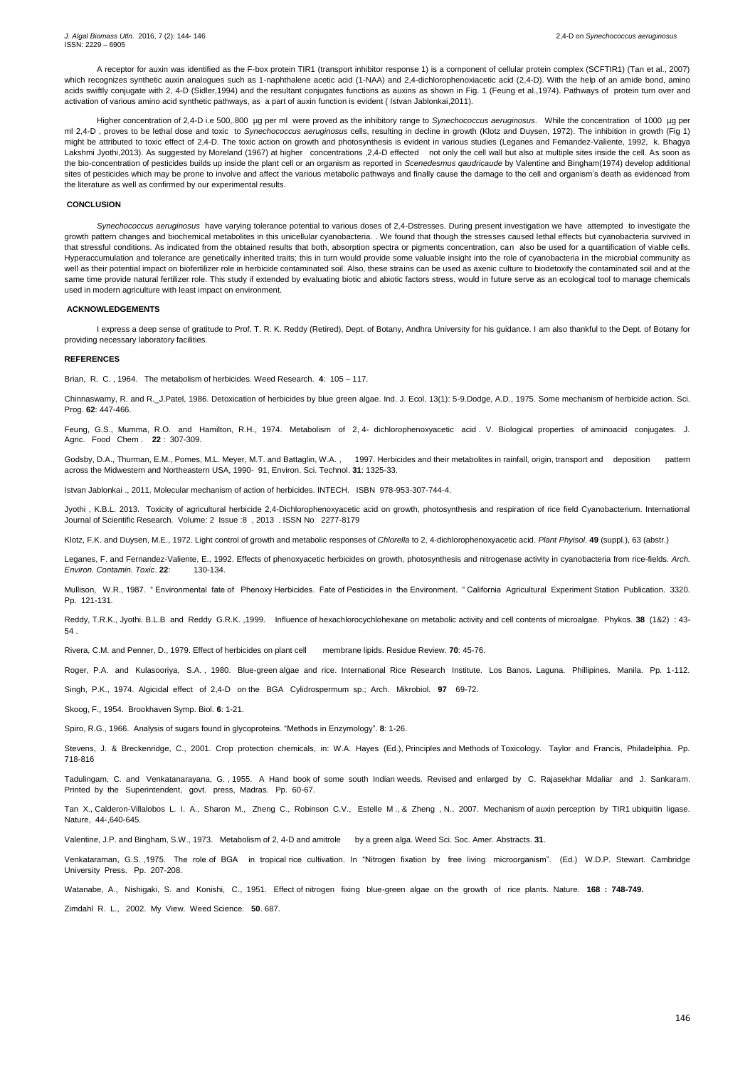A receptor for auxin was identified as the F-box protein TIR1 (transport inhibitor response 1) is a component of cellular protein complex (SCFTIR1) (Tan et al., 2007) which recognizes synthetic auxin analogues such as 1-naphthalene acetic acid (1-NAA) and 2,4-dichlorophenoxiacetic acid (2,4-D). With the help of an amide bond, amino acids swiftly conjugate with 2, 4-D (Sidler,1994) and the resultant conjugates functions as auxins as shown in Fig. 1 (Feung et al.,1974). Pathways of protein turn over and activation of various amino acid synthetic pathways, as a part of auxin function is evident ( Istvan Jablonkai,2011).

Higher concentration of 2,4-D i.e 500,.800 µg per ml were proved as the inhibitory range to *Synechococcus aeruginosus*. While the concentration of 1000 µg per ml 2,4-D , proves to be lethal dose and toxic to *Synechococcus aeruginosus* cells, resulting in decline in growth (Klotz and Duysen, 1972). The inhibition in growth (Fig 1) might be attributed to toxic effect of 2,4-D. The toxic action on growth and photosynthesis is evident in various studies (Leganes and Femandez-Valiente, 1992, k. Bhagya Lakshmi Jyothi,2013). As suggested by Moreland (1967) at higher concentrations ,2,4-D effected not only the cell wall but also at multiple sites inside the cell. As soon as the bio-concentration of pesticides builds up inside the plant cell or an organism as reported in *Scenedesmus qaudricaude* by Valentine and Bingham(1974) develop additional sites of pesticides which may be prone to involve and affect the various metabolic pathways and finally cause the damage to the cell and organism's death as evidenced from the literature as well as confirmed by our experimental results.

## CONCLUSION

*Synechococcus aeruginosus* have varying tolerance potential to various doses of 2,4-Dstresses. During present investigation we have attempted to investigate the growth pattern changes and biochemical metabolites in this unicellular cyanobacteria. . We found that though the stresses caused lethal effects but cyanobacteria survived in that stressful conditions. As indicated from the obtained results that both, absorption spectra or pigments concentration, can also be used for a quantification of viable cells. Hyperaccumulation and tolerance are genetically inherited traits; this in turn would provide some valuable insight into the role of cyanobacteria in the microbial community as well as their potential impact on biofertilizer role in herbicide contaminated soil. Also, these strains can be used as axenic culture to biodetoxify the contaminated soil and at the same time provide natural fertilizer role. This study if extended by evaluating biotic and abiotic factors stress, would in future serve as an ecological tool to manage chemicals used in modern agriculture with least impact on environment.

## ACKNOWLEDGEMENTS

I express a deep sense of gratitude to Prof. T. R. K. Reddy (Retired), Dept. of Botany, Andhra University for his guidance. I am also thankful to the Dept. of Botany for providing necessary laboratory facilities.

## REFERENCES

Brian, R. C. , 1964. The metabolism of herbicides. Weed Research. **4**: 105 – 117.

Chinnaswamy, R. and R._J.Patel, 1986. Detoxication of herbicides by blue green algae. Ind. J. Ecol. 13(1): 5-9.Dodge, A.D., 1975. Some mechanism of herbicide action. Sci. Prog. **62**: 447-466.

Feung, G.S., Mumma, R.O. and Hamilton, R.H., 1974. Metabolism of 2, 4- dichlorophenoxyacetic acid . V. Biological properties of aminoacid conjugates. J. Agric. Food Chem . **22** : 307-309.

Godsby, D.A., Thurman, E.M., Pomes, M.L. Meyer, M.T. and Battaglin, W.A. , 1997. Herbicides and their metabolites in rainfall, origin, transport and deposition pattern across the Midwestern and Northeastern USA, 1990- 91, Environ. Sci. Technol. **31**: 1325-33.

Istvan Jablonkai ., 2011. Molecular mechanism of action of herbicides. INTECH. ISBN 978-953-307-744-4.

Jyothi , K.B.L. 2013. Toxicity of agricultural herbicide 2,4-Dichlorophenoxyacetic acid on growth, photosynthesis and respiration of rice field Cyanobacterium. International Journal of Scientific Research. Volume: 2 Issue :8 , 2013 . ISSN No 2277-8179

Klotz, F.K. and Duysen, M.E., 1972. Light control of growth and metabolic responses of *Chlorella* to 2, 4-dichlorophenoxyacetic acid. *Plant Phyisol*. **49** (suppl.), 63 (abstr.)

Leganes, F. and Fernandez-Valiente, E., 1992. Effects of phenoxyacetic herbicides on growth, photosynthesis and nitrogenase activity in cyanobacteria from rice-fields. *Arch. Environ. Contamin. Toxic*. **22**: 130-134.

Mullison, W.R., 1987. " Environmental fate of Phenoxy Herbicides. Fate of Pesticides in the Environment. " California Agricultural Experiment Station Publication. 3320. Pp. 121-131.

Reddy, T.R.K., Jyothi. B.L.B and Reddy G.R.K. ,1999. Influence of hexachlorocychlohexane on metabolic activity and cell contents of microalgae. Phykos. **38** (1&2) : 43-54 .

Rivera, C.M. and Penner, D., 1979. Effect of herbicides on plant cell membrane lipids. Residue Review. **70**: 45-76.

Roger, P.A. and Kulasooriya, S.A. , 1980. Blue-green algae and rice. International Rice Research Institute. Los Banos. Laguna. Phillipines. Manila. Pp. 1-112.

Singh, P.K., 1974. Algicidal effect of 2,4-D on the BGA Cylidrospermum sp.; Arch. Mikrobiol. **97** 69-72.

Skoog, F., 1954. Brookhaven Symp. Biol. **6**: 1-21.

Spiro, R.G., 1966. Analysis of sugars found in glycoproteins. "Methods in Enzymology". **8**: 1-26.

Stevens, J. & Breckenridge, C., 2001. Crop protection chemicals, in: W.A. Hayes (Ed.), Principles and Methods of Toxicology. Taylor and Francis, Philadelphia. Pp. 718-816

Tadulingam, C. and Venkatanarayana, G. , 1955. A Hand book of some south Indian weeds. Revised and enlarged by C. Rajasekhar Mdaliar and J. Sankaram. Printed by the Superintendent, govt. press, Madras. Pp. 60-67.

Tan X., Calderon-Villalobos L. I. A., Sharon M., Zheng C., Robinson C.V., Estelle M ., & Zheng , N., 2007. Mechanism of auxin perception by TIR1 ubiquitin ligase. Nature, 44-,640-645.

Valentine, J.P. and Bingham, S.W., 1973. Metabolism of 2, 4-D and amitrole by a green alga. Weed Sci. Soc. Amer. Abstracts. **31**.

Venkataraman, G.S. ,1975. The role of BGA in tropical rice cultivation. In "Nitrogen fixation by free living microorganism". (Ed.) W.D.P. Stewart. Cambridge University Press. Pp. 207-208.

Watanabe, A., Nishigaki, S. and Konishi, C., 1951. Effect of nitrogen fixing blue-green algae on the growth of rice plants. Nature. **168 : 748-749.**

Zimdahl R. L., 2002. My View. Weed Science. **50**. 687.